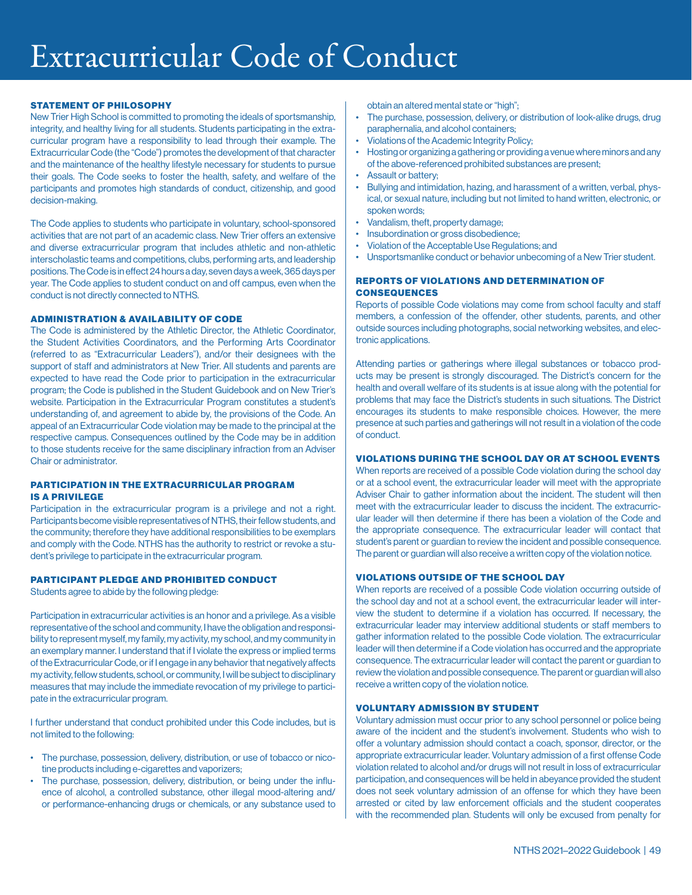# Extracurricular Code of Conduct

## STATEMENT OF PHILOSOPHY

New Trier High School is committed to promoting the ideals of sportsmanship, integrity, and healthy living for all students. Students participating in the extracurricular program have a responsibility to lead through their example. The Extracurricular Code (the "Code") promotes the development of that character and the maintenance of the healthy lifestyle necessary for students to pursue their goals. The Code seeks to foster the health, safety, and welfare of the participants and promotes high standards of conduct, citizenship, and good decision-making.

The Code applies to students who participate in voluntary, school-sponsored activities that are not part of an academic class. New Trier offers an extensive and diverse extracurricular program that includes athletic and non-athletic interscholastic teams and competitions, clubs, performing arts, and leadership positions. The Code is in effect 24 hours a day, seven days a week, 365 days per year. The Code applies to student conduct on and off campus, even when the conduct is not directly connected to NTHS.

## ADMINISTRATION & AVAILABILITY OF CODE

The Code is administered by the Athletic Director, the Athletic Coordinator, the Student Activities Coordinators, and the Performing Arts Coordinator (referred to as "Extracurricular Leaders"), and/or their designees with the support of staff and administrators at New Trier. All students and parents are expected to have read the Code prior to participation in the extracurricular program; the Code is published in the Student Guidebook and on New Trier's website. Participation in the Extracurricular Program constitutes a student's understanding of, and agreement to abide by, the provisions of the Code. An appeal of an Extracurricular Code violation may be made to the principal at the respective campus. Consequences outlined by the Code may be in addition to those students receive for the same disciplinary infraction from an Adviser Chair or administrator.

## PARTICIPATION IN THE EXTRACURRICULAR PROGRAM IS A PRIVILEGE

Participation in the extracurricular program is a privilege and not a right. Participants become visible representatives of NTHS, their fellow students, and the community; therefore they have additional responsibilities to be exemplars and comply with the Code. NTHS has the authority to restrict or revoke a student's privilege to participate in the extracurricular program.

## PARTICIPANT PLEDGE AND PROHIBITED CONDUCT

Students agree to abide by the following pledge:

Participation in extracurricular activities is an honor and a privilege. As a visible representative of the school and community, I have the obligation and responsibility to represent myself, my family, my activity, my school, and my community in an exemplary manner. I understand that if I violate the express or implied terms of the Extracurricular Code, or if I engage in any behavior that negatively affects my activity, fellow students, school, or community, I will be subject to disciplinary measures that may include the immediate revocation of my privilege to participate in the extracurricular program.

I further understand that conduct prohibited under this Code includes, but is not limited to the following:

- The purchase, possession, delivery, distribution, or use of tobacco or nicotine products including e-cigarettes and vaporizers;
- The purchase, possession, delivery, distribution, or being under the influence of alcohol, a controlled substance, other illegal mood-altering and/or performance-enhancing drugs or chemicals, or any substance used to obtain an altered mental state or "high";
- The purchase, possession, delivery, or distribution of look-alike drugs, drug paraphernalia, and alcohol containers;
- Violations of the Academic Integrity Policy;
- Hosting or organizing a gathering or providing a venue where minors and any of the above-referenced prohibited substances are present;
- Assault or battery;
- Bullying and intimidation, hazing, and harassment of a written, verbal, physical, or sexual nature, including but not limited to hand written, electronic, or spoken words;
- Vandalism, theft, property damage;
- Insubordination or gross disobedience;
- Violation of the Acceptable Use Regulations; and
- Unsportsmanlike conduct or behavior unbecoming of a New Trier student.

## REPORTS OF VIOLATIONS AND DETERMINATION OF CONSEQUENCES

Reports of possible Code violations may come from school faculty and staff members, a confession of the offender, other students, parents, and other outside sources including photographs, social networking websites, and electronic applications.

Attending parties or gatherings where illegal substances or tobacco products may be present is strongly discouraged. The District's concern for the health and overall welfare of its students is at issue along with the potential for problems that may face the District's students in such situations. The District encourages its students to make responsible choices. However, the mere presence at such parties and gatherings will not result in a violation of the code of conduct.

## VIOLATIONS DURING THE SCHOOL DAY OR AT SCHOOL EVENTS

When reports are received of a possible Code violation during the school day or at a school event, the extracurricular leader will meet with the appropriate Adviser Chair to gather information about the incident. The student will then meet with the extracurricular leader to discuss the incident. The extracurricular leader will then determine if there has been a violation of the Code and the appropriate consequence. The extracurricular leader will contact that student's parent or guardian to review the incident and possible consequence. The parent or guardian will also receive a written copy of the violation notice.

## VIOLATIONS OUTSIDE OF THE SCHOOL DAY

When reports are received of a possible Code violation occurring outside of the school day and not at a school event, the extracurricular leader will interview the student to determine if a violation has occurred. If necessary, the extracurricular leader may interview additional students or staff members to gather information related to the possible Code violation. The extracurricular leader will then determine if a Code violation has occurred and the appropriate consequence. The extracurricular leader will contact the parent or guardian to review the violation and possible consequence. The parent or guardian will also receive a written copy of the violation notice.

## VOLUNTARY ADMISSION BY STUDENT

Voluntary admission must occur prior to any school personnel or police being aware of the incident and the student's involvement. Students who wish to offer a voluntary admission should contact a coach, sponsor, director, or the appropriate extracurricular leader. Voluntary admission of a first offense Code violation related to alcohol and/or drugs will not result in loss of extracurricular participation, and consequences will be held in abeyance provided the student does not seek voluntary admission of an offense for which they have been arrested or cited by law enforcement officials and the student cooperates with the recommended plan. Students will only be excused from penalty for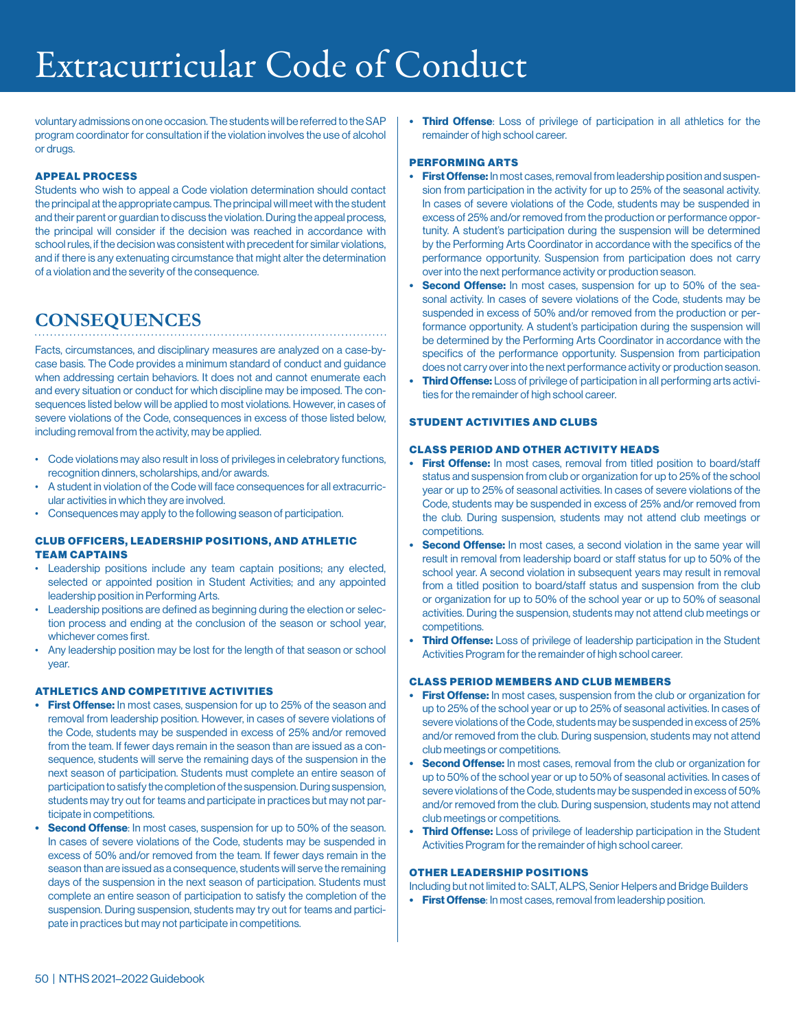# Extracurricular Code of Conduct

voluntary admissions on one occasion. The students will be referred to the SAP program coordinator for consultation if the violation involves the use of alcohol or drugs.

#### APPEAL PROCESS

Students who wish to appeal a Code violation determination should contact the principal at the appropriate campus. The principal will meet with the student and their parent or guardian to discuss the violation. During the appeal process, the principal will consider if the decision was reached in accordance with school rules, if the decision was consistent with precedent for similar violations, and if there is any extenuating circumstance that might alter the determination of a violation and the severity of the consequence.

## CONSEQUENCES

Facts, circumstances, and disciplinary measures are analyzed on a case-by-case basis. The Code provides a minimum standard of conduct and guidance when addressing certain behaviors. It does not and cannot enumerate each and every situation or conduct for which discipline may be imposed. The consequences listed below will be applied to most violations. However, in cases of severe violations of the Code, consequences in excess of those listed below, including removal from the activity, may be applied.

- Code violations may also result in loss of privileges in celebratory functions, recognition dinners, scholarships, and/or awards.
- A student in violation of the Code will face consequences for all extracurricular activities in which they are involved.
- Consequences may apply to the following season of participation.

#### CLUB OFFICERS, LEADERSHIP POSITIONS, AND ATHLETIC TEAM CAPTAINS

- Leadership positions include any team captain positions; any elected, selected or appointed position in Student Activities; and any appointed leadership position in Performing Arts.
- Leadership positions are defined as beginning during the election or selection process and ending at the conclusion of the season or school year, whichever comes first.
- Any leadership position may be lost for the length of that season or school year.

#### ATHLETICS AND COMPETITIVE ACTIVITIES

- **First Offense:** In most cases, suspension for up to 25% of the season and removal from leadership position. However, in cases of severe violations of the Code, students may be suspended in excess of 25% and/or removed from the team. If fewer days remain in the season than are issued as a consequence, students will serve the remaining days of the suspension in the next season of participation. Students must complete an entire season of participation to satisfy the completion of the suspension. During suspension, students may try out for teams and participate in practices but may not participate in competitions.
- **Second Offense**: In most cases, suspension for up to 50% of the season. In cases of severe violations of the Code, students may be suspended in excess of 50% and/or removed from the team. If fewer days remain in the season than are issued as a consequence, students will serve the remaining days of the suspension in the next season of participation. Students must complete an entire season of participation to satisfy the completion of the suspension. During suspension, students may try out for teams and participate in practices but may not participate in competitions.
- **Third Offense**: Loss of privilege of participation in all athletics for the remainder of high school career.

#### PERFORMING ARTS

- **First Offense:** In most cases, removal from leadership position and suspension from participation in the activity for up to 25% of the seasonal activity. In cases of severe violations of the Code, students may be suspended in excess of 25% and/or removed from the production or performance opportunity. A student's participation during the suspension will be determined by the Performing Arts Coordinator in accordance with the specifics of the performance opportunity. Suspension from participation does not carry over into the next performance activity or production season.
- **Second Offense:** In most cases, suspension for up to 50% of the seasonal activity. In cases of severe violations of the Code, students may be suspended in excess of 50% and/or removed from the production or performance opportunity. A student's participation during the suspension will be determined by the Performing Arts Coordinator in accordance with the specifics of the performance opportunity. Suspension from participation does not carry over into the next performance activity or production season.
- **Third Offense:** Loss of privilege of participation in all performing arts activities for the remainder of high school career.

#### STUDENT ACTIVITIES AND CLUBS

#### CLASS PERIOD AND OTHER ACTIVITY HEADS

- **First Offense:** In most cases, removal from titled position to board/staff status and suspension from club or organization for up to 25% of the school year or up to 25% of seasonal activities. In cases of severe violations of the Code, students may be suspended in excess of 25% and/or removed from the club. During suspension, students may not attend club meetings or competitions.
- **Second Offense:** In most cases, a second violation in the same year will result in removal from leadership board or staff status for up to 50% of the school year. A second violation in subsequent years may result in removal from a titled position to board/staff status and suspension from the club or organization for up to 50% of the school year or up to 50% of seasonal activities. During the suspension, students may not attend club meetings or competitions.
- **Third Offense:** Loss of privilege of leadership participation in the Student Activities Program for the remainder of high school career.

#### CLASS PERIOD MEMBERS AND CLUB MEMBERS

- **First Offense:** In most cases, suspension from the club or organization for up to 25% of the school year or up to 25% of seasonal activities. In cases of severe violations of the Code, students may be suspended in excess of 25% and/or removed from the club. During suspension, students may not attend club meetings or competitions.
- **Second Offense:** In most cases, removal from the club or organization for up to 50% of the school year or up to 50% of seasonal activities. In cases of severe violations of the Code, students may be suspended in excess of 50% and/or removed from the club. During suspension, students may not attend club meetings or competitions.
- **Third Offense:** Loss of privilege of leadership participation in the Student Activities Program for the remainder of high school career.

#### OTHER LEADERSHIP POSITIONS

Including but not limited to: SALT, ALPS, Senior Helpers and Bridge Builders

- **First Offense**: In most cases, removal from leadership position.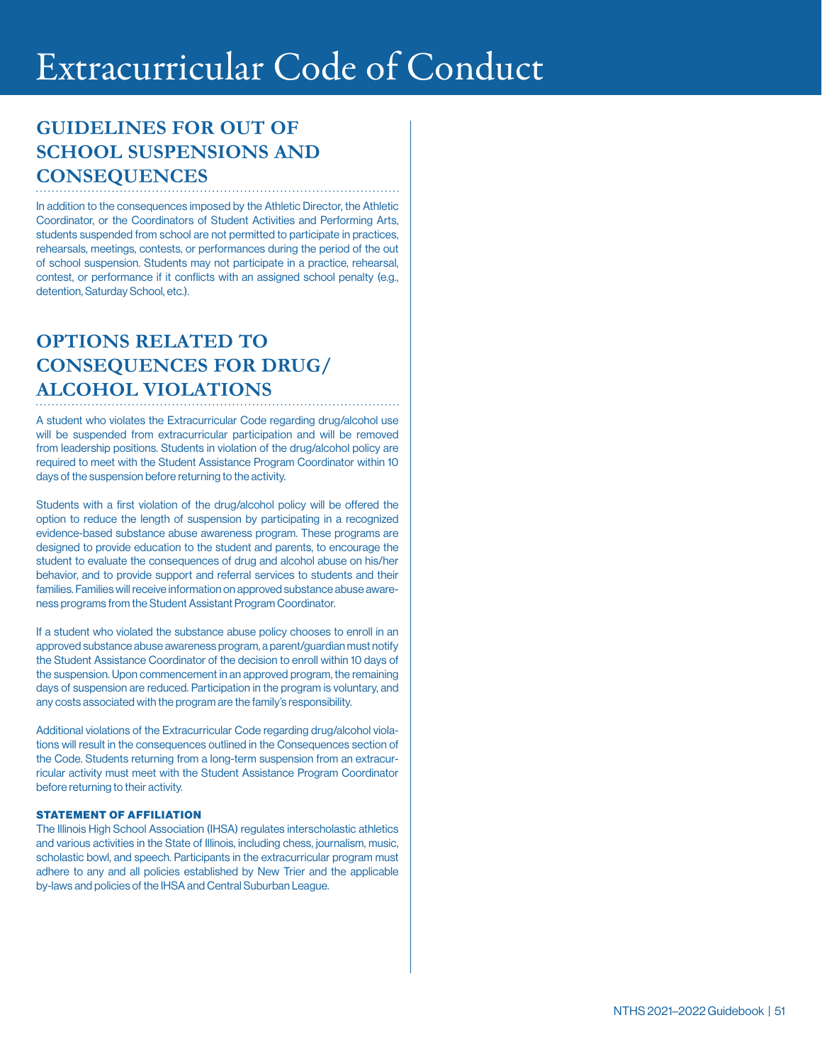# Extracurricular Code of Conduct

## GUIDELINES FOR OUT OF SCHOOL SUSPENSIONS AND CONSEQUENCES

In addition to the consequences imposed by the Athletic Director, the Athletic Coordinator, or the Coordinators of Student Activities and Performing Arts, students suspended from school are not permitted to participate in practices, rehearsals, meetings, contests, or performances during the period of the out of school suspension. Students may not participate in a practice, rehearsal, contest, or performance if it conflicts with an assigned school penalty (e.g., detention, Saturday School, etc.).

## OPTIONS RELATED TO CONSEQUENCES FOR DRUG/ ALCOHOL VIOLATIONS

A student who violates the Extracurricular Code regarding drug/alcohol use will be suspended from extracurricular participation and will be removed from leadership positions. Students in violation of the drug/alcohol policy are required to meet with the Student Assistance Program Coordinator within 10 days of the suspension before returning to the activity.

Students with a first violation of the drug/alcohol policy will be offered the option to reduce the length of suspension by participating in a recognized evidence-based substance abuse awareness program. These programs are designed to provide education to the student and parents, to encourage the student to evaluate the consequences of drug and alcohol abuse on his/her behavior, and to provide support and referral services to students and their families. Families will receive information on approved substance abuse awareness programs from the Student Assistant Program Coordinator.

If a student who violated the substance abuse policy chooses to enroll in an approved substance abuse awareness program, a parent/guardian must notify the Student Assistance Coordinator of the decision to enroll within 10 days of the suspension. Upon commencement in an approved program, the remaining days of suspension are reduced. Participation in the program is voluntary, and any costs associated with the program are the family's responsibility.

Additional violations of the Extracurricular Code regarding drug/alcohol violations will result in the consequences outlined in the Consequences section of the Code. Students returning from a long-term suspension from an extracurricular activity must meet with the Student Assistance Program Coordinator before returning to their activity.

### STATEMENT OF AFFILIATION

The Illinois High School Association (IHSA) regulates interscholastic athletics and various activities in the State of Illinois, including chess, journalism, music, scholastic bowl, and speech. Participants in the extracurricular program must adhere to any and all policies established by New Trier and the applicable by-laws and policies of the IHSA and Central Suburban League.